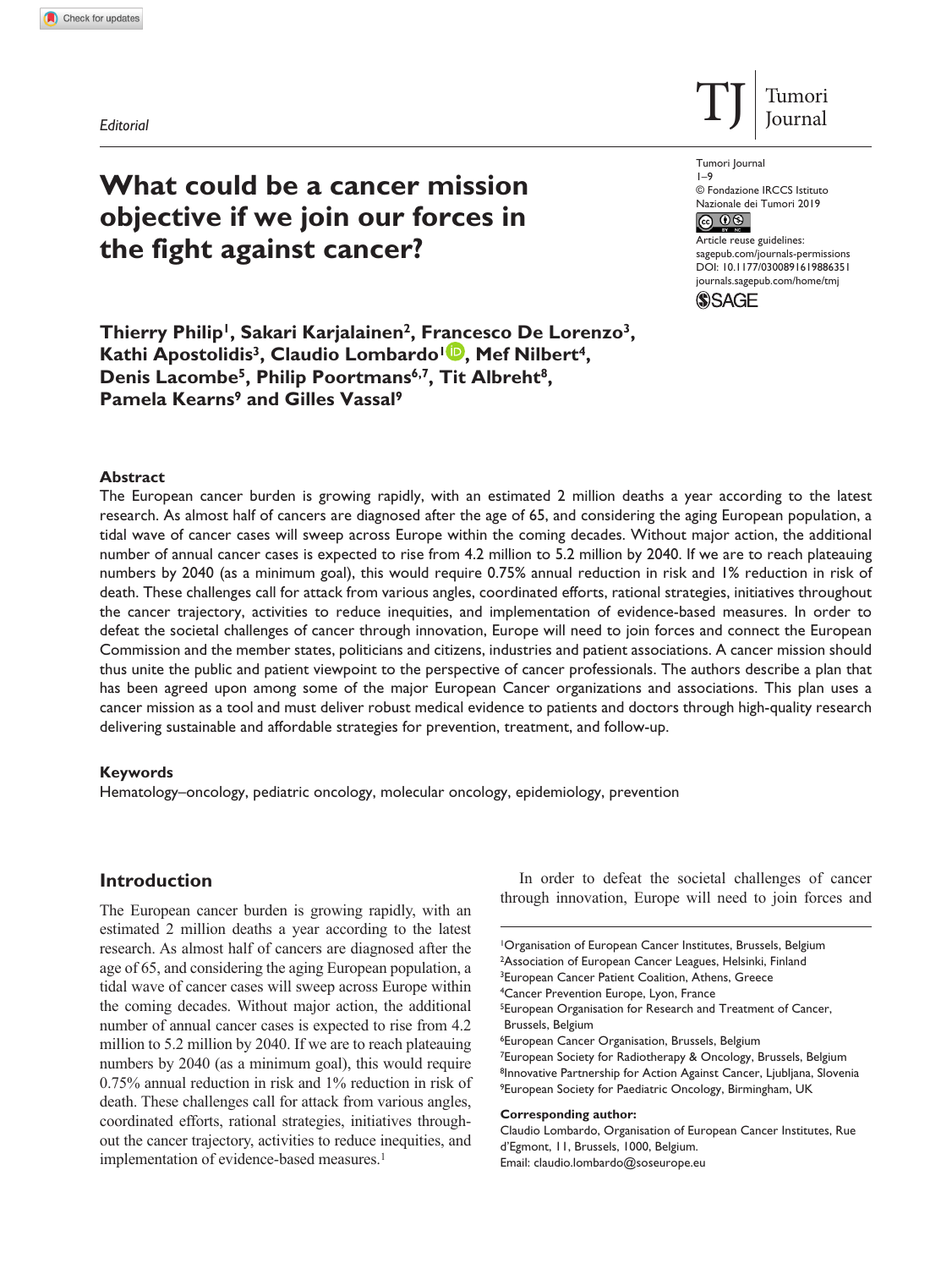*Editorial*

# What could be a cancer mission objective if we join our forces in the fight against cancer?

Tumori Journal
1–9
© Fondazione IRCCS Istituto Nazionale dei Tumori 2019
Article reuse guidelines: sagepub.com/journals-permissions
DOI: 10.1177/0300891619886351
journals.sagepub.com/home/tmj

**Thierry Philip[1], Sakari Karjalainen[2], Francesco De Lorenzo[3], Kathi Apostolidis[3], Claudio Lombardo[1], Mef Nilbert[4], Denis Lacombe[5], Philip Poortmans[6,7], Tit Albreht[8], Pamela Kearns[9] and Gilles Vassal[9]**

## Abstract

The European cancer burden is growing rapidly, with an estimated 2 million deaths a year according to the latest research. As almost half of cancers are diagnosed after the age of 65, and considering the aging European population, a tidal wave of cancer cases will sweep across Europe within the coming decades. Without major action, the additional number of annual cancer cases is expected to rise from 4.2 million to 5.2 million by 2040. If we are to reach plateauing numbers by 2040 (as a minimum goal), this would require 0.75% annual reduction in risk and 1% reduction in risk of death. These challenges call for attack from various angles, coordinated efforts, rational strategies, initiatives throughout the cancer trajectory, activities to reduce inequities, and implementation of evidence-based measures. In order to defeat the societal challenges of cancer through innovation, Europe will need to join forces and connect the European Commission and the member states, politicians and citizens, industries and patient associations. A cancer mission should thus unite the public and patient viewpoint to the perspective of cancer professionals. The authors describe a plan that has been agreed upon among some of the major European Cancer organizations and associations. This plan uses a cancer mission as a tool and must deliver robust medical evidence to patients and doctors through high-quality research delivering sustainable and affordable strategies for prevention, treatment, and follow-up.

### Keywords

Hematology–oncology, pediatric oncology, molecular oncology, epidemiology, prevention

## Introduction

The European cancer burden is growing rapidly, with an estimated 2 million deaths a year according to the latest research. As almost half of cancers are diagnosed after the age of 65, and considering the aging European population, a tidal wave of cancer cases will sweep across Europe within the coming decades. Without major action, the additional number of annual cancer cases is expected to rise from 4.2 million to 5.2 million by 2040. If we are to reach plateauing numbers by 2040 (as a minimum goal), this would require 0.75% annual reduction in risk and 1% reduction in risk of death. These challenges call for attack from various angles, coordinated efforts, rational strategies, initiatives throughout the cancer trajectory, activities to reduce inequities, and implementation of evidence-based measures.[1]

In order to defeat the societal challenges of cancer through innovation, Europe will need to join forces and

[1]Organisation of European Cancer Institutes, Brussels, Belgium
[2]Association of European Cancer Leagues, Helsinki, Finland
[3]European Cancer Patient Coalition, Athens, Greece
[4]Cancer Prevention Europe, Lyon, France
[5]European Organisation for Research and Treatment of Cancer, Brussels, Belgium
[6]European Cancer Organisation, Brussels, Belgium
[7]European Society for Radiotherapy & Oncology, Brussels, Belgium
[8]Innovative Partnership for Action Against Cancer, Ljubljana, Slovenia
[9]European Society for Paediatric Oncology, Birmingham, UK

**Corresponding author:**
Claudio Lombardo, Organisation of European Cancer Institutes, Rue d'Egmont, 11, Brussels, 1000, Belgium.
Email: claudio.lombardo@soseurope.eu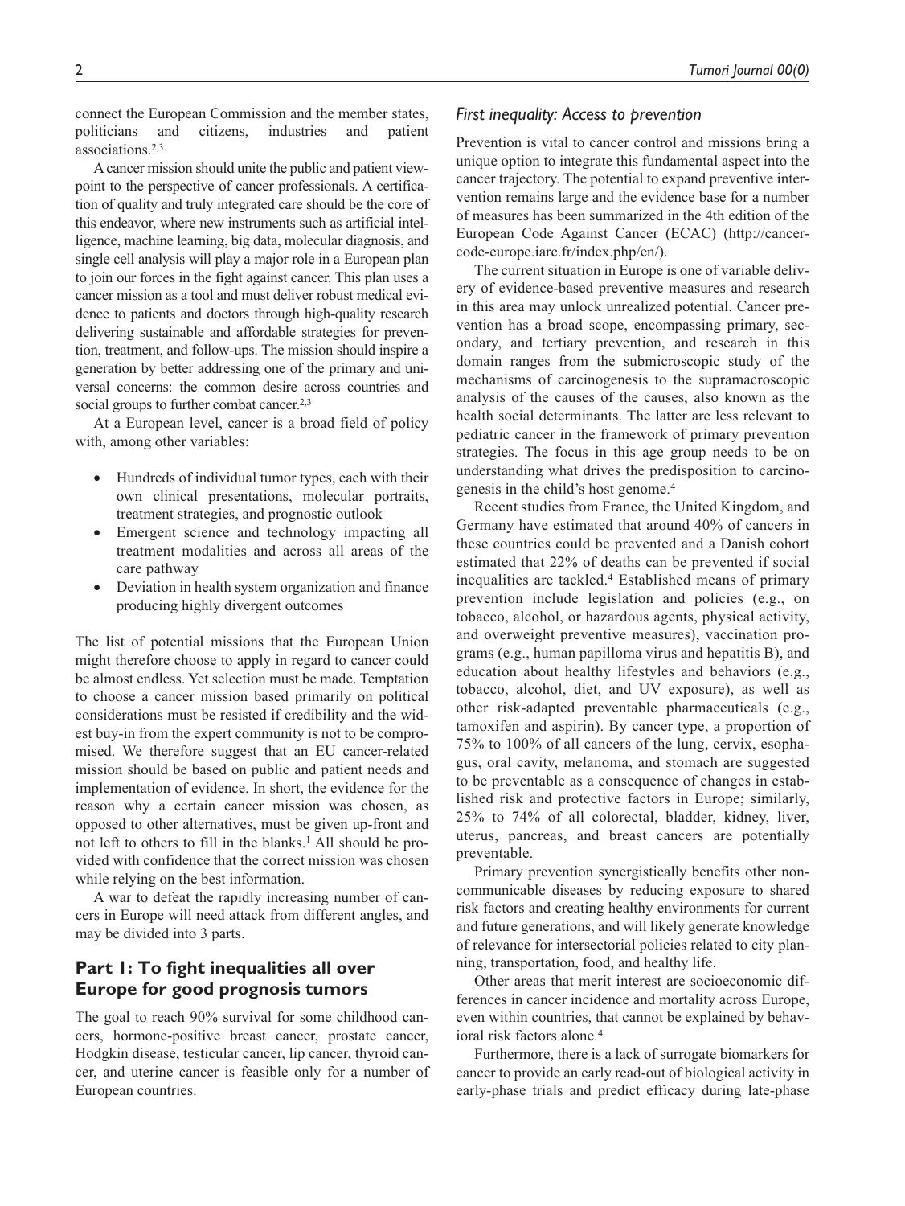connect the European Commission and the member states, politicians and citizens, industries and patient associations.[2,3]

A cancer mission should unite the public and patient viewpoint to the perspective of cancer professionals. A certification of quality and truly integrated care should be the core of this endeavor, where new instruments such as artificial intelligence, machine learning, big data, molecular diagnosis, and single cell analysis will play a major role in a European plan to join our forces in the fight against cancer. This plan uses a cancer mission as a tool and must deliver robust medical evidence to patients and doctors through high-quality research delivering sustainable and affordable strategies for prevention, treatment, and follow-ups. The mission should inspire a generation by better addressing one of the primary and universal concerns: the common desire across countries and social groups to further combat cancer.[2,3]

At a European level, cancer is a broad field of policy with, among other variables:

- Hundreds of individual tumor types, each with their own clinical presentations, molecular portraits, treatment strategies, and prognostic outlook
- Emergent science and technology impacting all treatment modalities and across all areas of the care pathway
- Deviation in health system organization and finance producing highly divergent outcomes

The list of potential missions that the European Union might therefore choose to apply in regard to cancer could be almost endless. Yet selection must be made. Temptation to choose a cancer mission based primarily on political considerations must be resisted if credibility and the widest buy-in from the expert community is not to be compromised. We therefore suggest that an EU cancer-related mission should be based on public and patient needs and implementation of evidence. In short, the evidence for the reason why a certain cancer mission was chosen, as opposed to other alternatives, must be given up-front and not left to others to fill in the blanks.[1] All should be provided with confidence that the correct mission was chosen while relying on the best information.

A war to defeat the rapidly increasing number of cancers in Europe will need attack from different angles, and may be divided into 3 parts.

## Part 1: To fight inequalities all over Europe for good prognosis tumors

The goal to reach 90% survival for some childhood cancers, hormone-positive breast cancer, prostate cancer, Hodgkin disease, testicular cancer, lip cancer, thyroid cancer, and uterine cancer is feasible only for a number of European countries.

### *First inequality: Access to prevention*

Prevention is vital to cancer control and missions bring a unique option to integrate this fundamental aspect into the cancer trajectory. The potential to expand preventive intervention remains large and the evidence base for a number of measures has been summarized in the 4th edition of the European Code Against Cancer (ECAC) (http://cancer-code-europe.iarc.fr/index.php/en/).

The current situation in Europe is one of variable delivery of evidence-based preventive measures and research in this area may unlock unrealized potential. Cancer prevention has a broad scope, encompassing primary, secondary, and tertiary prevention, and research in this domain ranges from the submicroscopic study of the mechanisms of carcinogenesis to the supramacroscopic analysis of the causes of the causes, also known as the health social determinants. The latter are less relevant to pediatric cancer in the framework of primary prevention strategies. The focus in this age group needs to be on understanding what drives the predisposition to carcinogenesis in the child's host genome.[4]

Recent studies from France, the United Kingdom, and Germany have estimated that around 40% of cancers in these countries could be prevented and a Danish cohort estimated that 22% of deaths can be prevented if social inequalities are tackled.[4] Established means of primary prevention include legislation and policies (e.g., on tobacco, alcohol, or hazardous agents, physical activity, and overweight preventive measures), vaccination programs (e.g., human papilloma virus and hepatitis B), and education about healthy lifestyles and behaviors (e.g., tobacco, alcohol, diet, and UV exposure), as well as other risk-adapted preventable pharmaceuticals (e.g., tamoxifen and aspirin). By cancer type, a proportion of 75% to 100% of all cancers of the lung, cervix, esophagus, oral cavity, melanoma, and stomach are suggested to be preventable as a consequence of changes in established risk and protective factors in Europe; similarly, 25% to 74% of all colorectal, bladder, kidney, liver, uterus, pancreas, and breast cancers are potentially preventable.

Primary prevention synergistically benefits other noncommunicable diseases by reducing exposure to shared risk factors and creating healthy environments for current and future generations, and will likely generate knowledge of relevance for intersectorial policies related to city planning, transportation, food, and healthy life.

Other areas that merit interest are socioeconomic differences in cancer incidence and mortality across Europe, even within countries, that cannot be explained by behavioral risk factors alone.[4]

Furthermore, there is a lack of surrogate biomarkers for cancer to provide an early read-out of biological activity in early-phase trials and predict efficacy during late-phase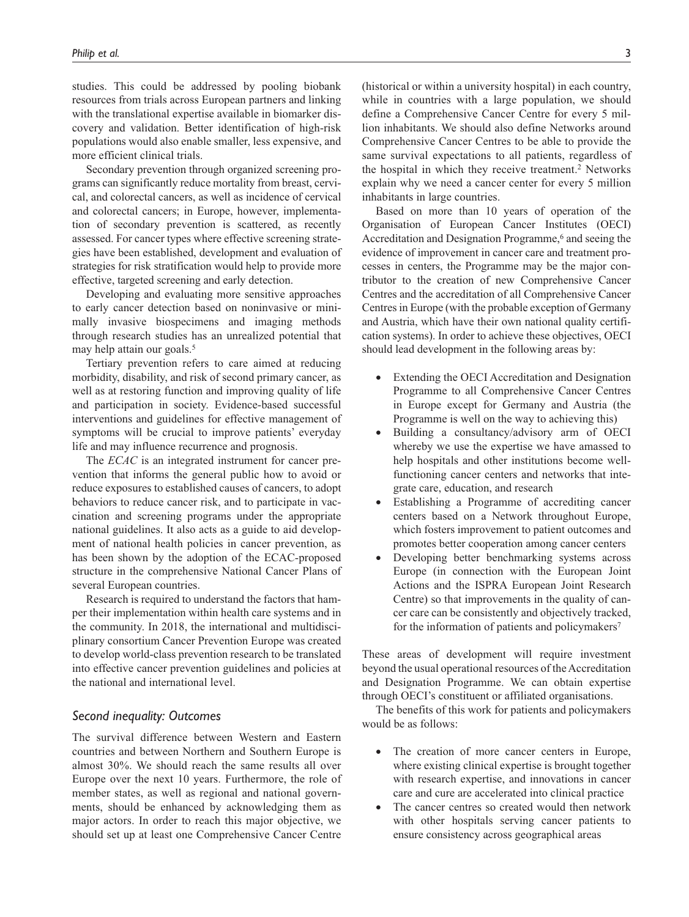studies. This could be addressed by pooling biobank resources from trials across European partners and linking with the translational expertise available in biomarker discovery and validation. Better identification of high-risk populations would also enable smaller, less expensive, and more efficient clinical trials.

Secondary prevention through organized screening programs can significantly reduce mortality from breast, cervical, and colorectal cancers, as well as incidence of cervical and colorectal cancers; in Europe, however, implementation of secondary prevention is scattered, as recently assessed. For cancer types where effective screening strategies have been established, development and evaluation of strategies for risk stratification would help to provide more effective, targeted screening and early detection.

Developing and evaluating more sensitive approaches to early cancer detection based on noninvasive or minimally invasive biospecimens and imaging methods through research studies has an unrealized potential that may help attain our goals.[5]

Tertiary prevention refers to care aimed at reducing morbidity, disability, and risk of second primary cancer, as well as at restoring function and improving quality of life and participation in society. Evidence-based successful interventions and guidelines for effective management of symptoms will be crucial to improve patients' everyday life and may influence recurrence and prognosis.

The *ECAC* is an integrated instrument for cancer prevention that informs the general public how to avoid or reduce exposures to established causes of cancers, to adopt behaviors to reduce cancer risk, and to participate in vaccination and screening programs under the appropriate national guidelines. It also acts as a guide to aid development of national health policies in cancer prevention, as has been shown by the adoption of the ECAC-proposed structure in the comprehensive National Cancer Plans of several European countries.

Research is required to understand the factors that hamper their implementation within health care systems and in the community. In 2018, the international and multidisciplinary consortium Cancer Prevention Europe was created to develop world-class prevention research to be translated into effective cancer prevention guidelines and policies at the national and international level.

### *Second inequality: Outcomes*

The survival difference between Western and Eastern countries and between Northern and Southern Europe is almost 30%. We should reach the same results all over Europe over the next 10 years. Furthermore, the role of member states, as well as regional and national governments, should be enhanced by acknowledging them as major actors. In order to reach this major objective, we should set up at least one Comprehensive Cancer Centre (historical or within a university hospital) in each country, while in countries with a large population, we should define a Comprehensive Cancer Centre for every 5 million inhabitants. We should also define Networks around Comprehensive Cancer Centres to be able to provide the same survival expectations to all patients, regardless of the hospital in which they receive treatment.[2] Networks explain why we need a cancer center for every 5 million inhabitants in large countries.

Based on more than 10 years of operation of the Organisation of European Cancer Institutes (OECI) Accreditation and Designation Programme,[6] and seeing the evidence of improvement in cancer care and treatment processes in centers, the Programme may be the major contributor to the creation of new Comprehensive Cancer Centres and the accreditation of all Comprehensive Cancer Centres in Europe (with the probable exception of Germany and Austria, which have their own national quality certification systems). In order to achieve these objectives, OECI should lead development in the following areas by:

- Extending the OECI Accreditation and Designation Programme to all Comprehensive Cancer Centres in Europe except for Germany and Austria (the Programme is well on the way to achieving this)
- Building a consultancy/advisory arm of OECI whereby we use the expertise we have amassed to help hospitals and other institutions become well-functioning cancer centers and networks that integrate care, education, and research
- Establishing a Programme of accrediting cancer centers based on a Network throughout Europe, which fosters improvement to patient outcomes and promotes better cooperation among cancer centers
- Developing better benchmarking systems across Europe (in connection with the European Joint Actions and the ISPRA European Joint Research Centre) so that improvements in the quality of cancer care can be consistently and objectively tracked, for the information of patients and policymakers[7]

These areas of development will require investment beyond the usual operational resources of the Accreditation and Designation Programme. We can obtain expertise through OECI's constituent or affiliated organisations.

The benefits of this work for patients and policymakers would be as follows:

- The creation of more cancer centers in Europe, where existing clinical expertise is brought together with research expertise, and innovations in cancer care and cure are accelerated into clinical practice
- The cancer centres so created would then network with other hospitals serving cancer patients to ensure consistency across geographical areas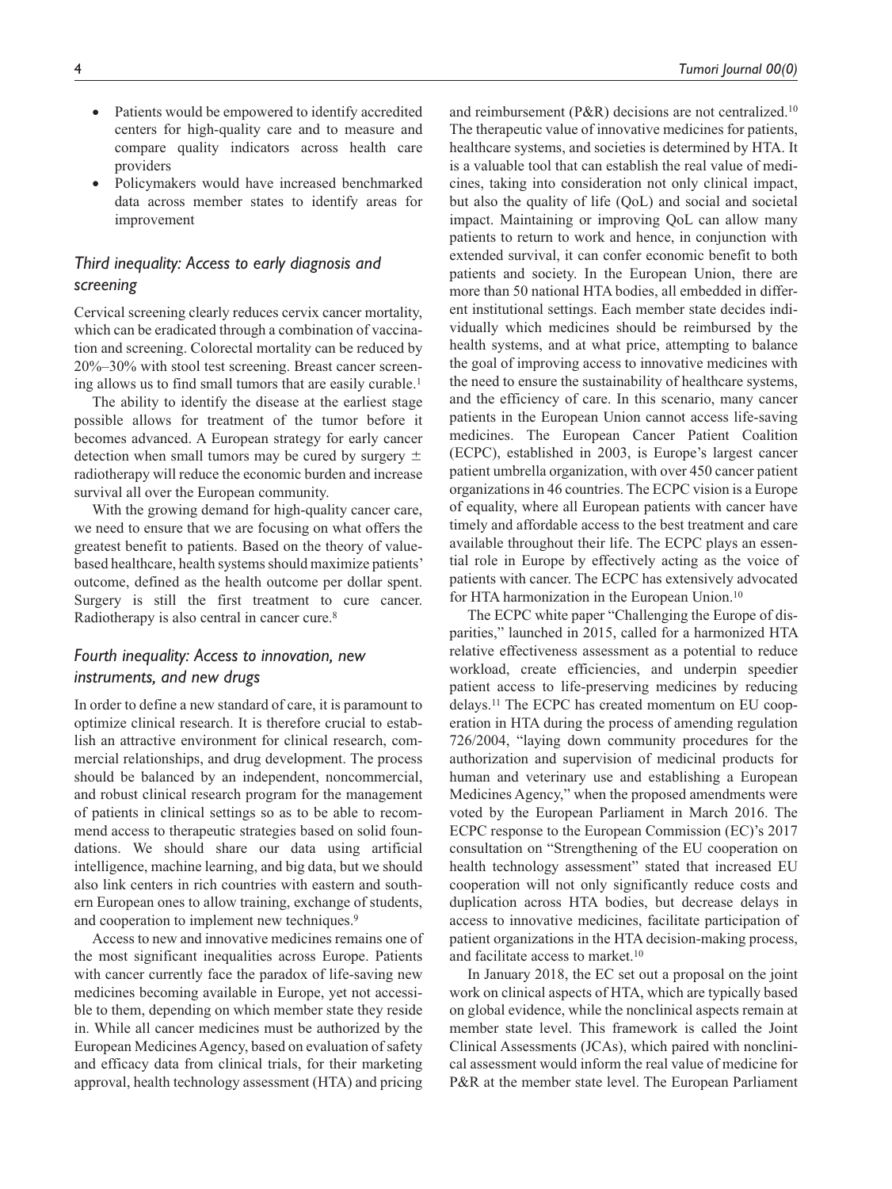- Patients would be empowered to identify accredited centers for high-quality care and to measure and compare quality indicators across health care providers
- Policymakers would have increased benchmarked data across member states to identify areas for improvement

### *Third inequality: Access to early diagnosis and screening*

Cervical screening clearly reduces cervix cancer mortality, which can be eradicated through a combination of vaccination and screening. Colorectal mortality can be reduced by 20%–30% with stool test screening. Breast cancer screening allows us to find small tumors that are easily curable.[1]

The ability to identify the disease at the earliest stage possible allows for treatment of the tumor before it becomes advanced. A European strategy for early cancer detection when small tumors may be cured by surgery ± radiotherapy will reduce the economic burden and increase survival all over the European community.

With the growing demand for high-quality cancer care, we need to ensure that we are focusing on what offers the greatest benefit to patients. Based on the theory of value-based healthcare, health systems should maximize patients' outcome, defined as the health outcome per dollar spent. Surgery is still the first treatment to cure cancer. Radiotherapy is also central in cancer cure.[8]

### *Fourth inequality: Access to innovation, new instruments, and new drugs*

In order to define a new standard of care, it is paramount to optimize clinical research. It is therefore crucial to establish an attractive environment for clinical research, commercial relationships, and drug development. The process should be balanced by an independent, noncommercial, and robust clinical research program for the management of patients in clinical settings so as to be able to recommend access to therapeutic strategies based on solid foundations. We should share our data using artificial intelligence, machine learning, and big data, but we should also link centers in rich countries with eastern and southern European ones to allow training, exchange of students, and cooperation to implement new techniques.[9]

Access to new and innovative medicines remains one of the most significant inequalities across Europe. Patients with cancer currently face the paradox of life-saving new medicines becoming available in Europe, yet not accessible to them, depending on which member state they reside in. While all cancer medicines must be authorized by the European Medicines Agency, based on evaluation of safety and efficacy data from clinical trials, for their marketing approval, health technology assessment (HTA) and pricing and reimbursement (P&R) decisions are not centralized.[10] The therapeutic value of innovative medicines for patients, healthcare systems, and societies is determined by HTA. It is a valuable tool that can establish the real value of medicines, taking into consideration not only clinical impact, but also the quality of life (QoL) and social and societal impact. Maintaining or improving QoL can allow many patients to return to work and hence, in conjunction with extended survival, it can confer economic benefit to both patients and society. In the European Union, there are more than 50 national HTA bodies, all embedded in different institutional settings. Each member state decides individually which medicines should be reimbursed by the health systems, and at what price, attempting to balance the goal of improving access to innovative medicines with the need to ensure the sustainability of healthcare systems, and the efficiency of care. In this scenario, many cancer patients in the European Union cannot access life-saving medicines. The European Cancer Patient Coalition (ECPC), established in 2003, is Europe's largest cancer patient umbrella organization, with over 450 cancer patient organizations in 46 countries. The ECPC vision is a Europe of equality, where all European patients with cancer have timely and affordable access to the best treatment and care available throughout their life. The ECPC plays an essential role in Europe by effectively acting as the voice of patients with cancer. The ECPC has extensively advocated for HTA harmonization in the European Union.[10]

The ECPC white paper "Challenging the Europe of disparities," launched in 2015, called for a harmonized HTA relative effectiveness assessment as a potential to reduce workload, create efficiencies, and underpin speedier patient access to life-preserving medicines by reducing delays.[11] The ECPC has created momentum on EU cooperation in HTA during the process of amending regulation 726/2004, "laying down community procedures for the authorization and supervision of medicinal products for human and veterinary use and establishing a European Medicines Agency," when the proposed amendments were voted by the European Parliament in March 2016. The ECPC response to the European Commission (EC)'s 2017 consultation on "Strengthening of the EU cooperation on health technology assessment" stated that increased EU cooperation will not only significantly reduce costs and duplication across HTA bodies, but decrease delays in access to innovative medicines, facilitate participation of patient organizations in the HTA decision-making process, and facilitate access to market.[10]

In January 2018, the EC set out a proposal on the joint work on clinical aspects of HTA, which are typically based on global evidence, while the nonclinical aspects remain at member state level. This framework is called the Joint Clinical Assessments (JCAs), which paired with nonclinical assessment would inform the real value of medicine for P&R at the member state level. The European Parliament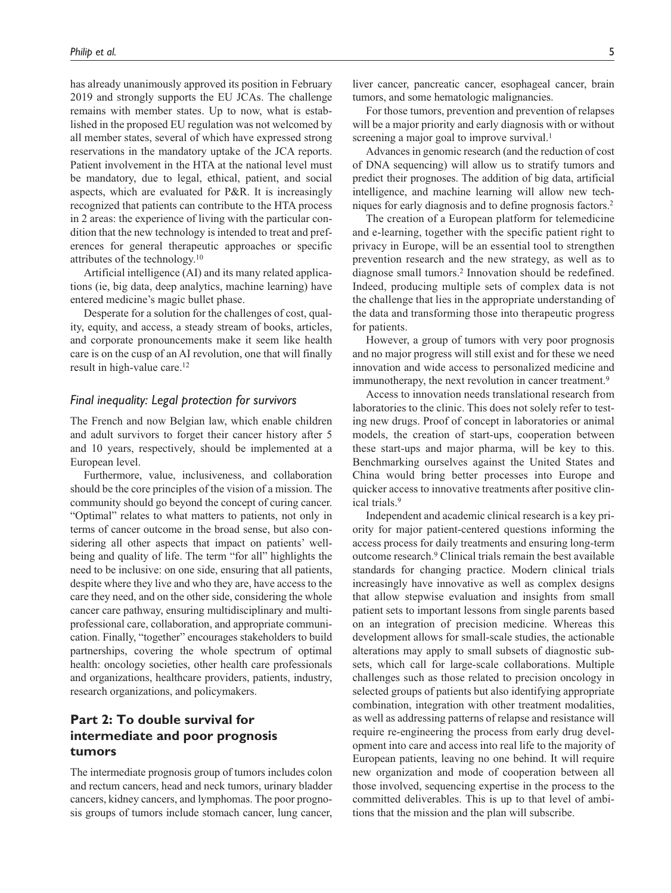has already unanimously approved its position in February 2019 and strongly supports the EU JCAs. The challenge remains with member states. Up to now, what is established in the proposed EU regulation was not welcomed by all member states, several of which have expressed strong reservations in the mandatory uptake of the JCA reports. Patient involvement in the HTA at the national level must be mandatory, due to legal, ethical, patient, and social aspects, which are evaluated for P&R. It is increasingly recognized that patients can contribute to the HTA process in 2 areas: the experience of living with the particular condition that the new technology is intended to treat and preferences for general therapeutic approaches or specific attributes of the technology.[10]

Artificial intelligence (AI) and its many related applications (ie, big data, deep analytics, machine learning) have entered medicine's magic bullet phase.

Desperate for a solution for the challenges of cost, quality, equity, and access, a steady stream of books, articles, and corporate pronouncements make it seem like health care is on the cusp of an AI revolution, one that will finally result in high-value care.[12]

### *Final inequality: Legal protection for survivors*

The French and now Belgian law, which enable children and adult survivors to forget their cancer history after 5 and 10 years, respectively, should be implemented at a European level.

Furthermore, value, inclusiveness, and collaboration should be the core principles of the vision of a mission. The community should go beyond the concept of curing cancer. "Optimal" relates to what matters to patients, not only in terms of cancer outcome in the broad sense, but also considering all other aspects that impact on patients' well-being and quality of life. The term "for all" highlights the need to be inclusive: on one side, ensuring that all patients, despite where they live and who they are, have access to the care they need, and on the other side, considering the whole cancer care pathway, ensuring multidisciplinary and multi-professional care, collaboration, and appropriate communication. Finally, "together" encourages stakeholders to build partnerships, covering the whole spectrum of optimal health: oncology societies, other health care professionals and organizations, healthcare providers, patients, industry, research organizations, and policymakers.

## Part 2: To double survival for intermediate and poor prognosis tumors

The intermediate prognosis group of tumors includes colon and rectum cancers, head and neck tumors, urinary bladder cancers, kidney cancers, and lymphomas. The poor prognosis groups of tumors include stomach cancer, lung cancer, liver cancer, pancreatic cancer, esophageal cancer, brain tumors, and some hematologic malignancies.

For those tumors, prevention and prevention of relapses will be a major priority and early diagnosis with or without screening a major goal to improve survival.[1]

Advances in genomic research (and the reduction of cost of DNA sequencing) will allow us to stratify tumors and predict their prognoses. The addition of big data, artificial intelligence, and machine learning will allow new techniques for early diagnosis and to define prognosis factors.[2]

The creation of a European platform for telemedicine and e-learning, together with the specific patient right to privacy in Europe, will be an essential tool to strengthen prevention research and the new strategy, as well as to diagnose small tumors.[2] Innovation should be redefined. Indeed, producing multiple sets of complex data is not the challenge that lies in the appropriate understanding of the data and transforming those into therapeutic progress for patients.

However, a group of tumors with very poor prognosis and no major progress will still exist and for these we need innovation and wide access to personalized medicine and immunotherapy, the next revolution in cancer treatment.[9]

Access to innovation needs translational research from laboratories to the clinic. This does not solely refer to testing new drugs. Proof of concept in laboratories or animal models, the creation of start-ups, cooperation between these start-ups and major pharma, will be key to this. Benchmarking ourselves against the United States and China would bring better processes into Europe and quicker access to innovative treatments after positive clinical trials.[9]

Independent and academic clinical research is a key priority for major patient-centered questions informing the access process for daily treatments and ensuring long-term outcome research.[9] Clinical trials remain the best available standards for changing practice. Modern clinical trials increasingly have innovative as well as complex designs that allow stepwise evaluation and insights from small patient sets to important lessons from single parents based on an integration of precision medicine. Whereas this development allows for small-scale studies, the actionable alterations may apply to small subsets of diagnostic subsets, which call for large-scale collaborations. Multiple challenges such as those related to precision oncology in selected groups of patients but also identifying appropriate combination, integration with other treatment modalities, as well as addressing patterns of relapse and resistance will require re-engineering the process from early drug development into care and access into real life to the majority of European patients, leaving no one behind. It will require new organization and mode of cooperation between all those involved, sequencing expertise in the process to the committed deliverables. This is up to that level of ambitions that the mission and the plan will subscribe.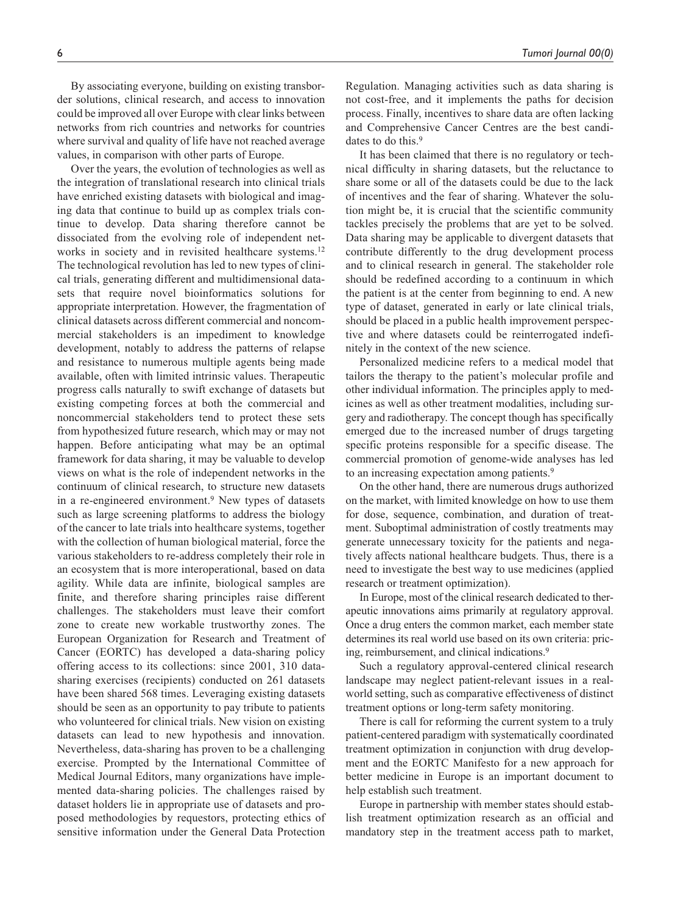By associating everyone, building on existing transborder solutions, clinical research, and access to innovation could be improved all over Europe with clear links between networks from rich countries and networks for countries where survival and quality of life have not reached average values, in comparison with other parts of Europe.

Over the years, the evolution of technologies as well as the integration of translational research into clinical trials have enriched existing datasets with biological and imaging data that continue to build up as complex trials continue to develop. Data sharing therefore cannot be dissociated from the evolving role of independent networks in society and in revisited healthcare systems.[12] The technological revolution has led to new types of clinical trials, generating different and multidimensional datasets that require novel bioinformatics solutions for appropriate interpretation. However, the fragmentation of clinical datasets across different commercial and noncommercial stakeholders is an impediment to knowledge development, notably to address the patterns of relapse and resistance to numerous multiple agents being made available, often with limited intrinsic values. Therapeutic progress calls naturally to swift exchange of datasets but existing competing forces at both the commercial and noncommercial stakeholders tend to protect these sets from hypothesized future research, which may or may not happen. Before anticipating what may be an optimal framework for data sharing, it may be valuable to develop views on what is the role of independent networks in the continuum of clinical research, to structure new datasets in a re-engineered environment.[9] New types of datasets such as large screening platforms to address the biology of the cancer to late trials into healthcare systems, together with the collection of human biological material, force the various stakeholders to re-address completely their role in an ecosystem that is more interoperational, based on data agility. While data are infinite, biological samples are finite, and therefore sharing principles raise different challenges. The stakeholders must leave their comfort zone to create new workable trustworthy zones. The European Organization for Research and Treatment of Cancer (EORTC) has developed a data-sharing policy offering access to its collections: since 2001, 310 data-sharing exercises (recipients) conducted on 261 datasets have been shared 568 times. Leveraging existing datasets should be seen as an opportunity to pay tribute to patients who volunteered for clinical trials. New vision on existing datasets can lead to new hypothesis and innovation. Nevertheless, data-sharing has proven to be a challenging exercise. Prompted by the International Committee of Medical Journal Editors, many organizations have implemented data-sharing policies. The challenges raised by dataset holders lie in appropriate use of datasets and proposed methodologies by requestors, protecting ethics of sensitive information under the General Data Protection Regulation. Managing activities such as data sharing is not cost-free, and it implements the paths for decision process. Finally, incentives to share data are often lacking and Comprehensive Cancer Centres are the best candidates to do this.[9]

It has been claimed that there is no regulatory or technical difficulty in sharing datasets, but the reluctance to share some or all of the datasets could be due to the lack of incentives and the fear of sharing. Whatever the solution might be, it is crucial that the scientific community tackles precisely the problems that are yet to be solved. Data sharing may be applicable to divergent datasets that contribute differently to the drug development process and to clinical research in general. The stakeholder role should be redefined according to a continuum in which the patient is at the center from beginning to end. A new type of dataset, generated in early or late clinical trials, should be placed in a public health improvement perspective and where datasets could be reinterrogated indefinitely in the context of the new science.

Personalized medicine refers to a medical model that tailors the therapy to the patient's molecular profile and other individual information. The principles apply to medicines as well as other treatment modalities, including surgery and radiotherapy. The concept though has specifically emerged due to the increased number of drugs targeting specific proteins responsible for a specific disease. The commercial promotion of genome-wide analyses has led to an increasing expectation among patients.[9]

On the other hand, there are numerous drugs authorized on the market, with limited knowledge on how to use them for dose, sequence, combination, and duration of treatment. Suboptimal administration of costly treatments may generate unnecessary toxicity for the patients and negatively affects national healthcare budgets. Thus, there is a need to investigate the best way to use medicines (applied research or treatment optimization).

In Europe, most of the clinical research dedicated to therapeutic innovations aims primarily at regulatory approval. Once a drug enters the common market, each member state determines its real world use based on its own criteria: pricing, reimbursement, and clinical indications.[9]

Such a regulatory approval-centered clinical research landscape may neglect patient-relevant issues in a real-world setting, such as comparative effectiveness of distinct treatment options or long-term safety monitoring.

There is call for reforming the current system to a truly patient-centered paradigm with systematically coordinated treatment optimization in conjunction with drug development and the EORTC Manifesto for a new approach for better medicine in Europe is an important document to help establish such treatment.

Europe in partnership with member states should establish treatment optimization research as an official and mandatory step in the treatment access path to market,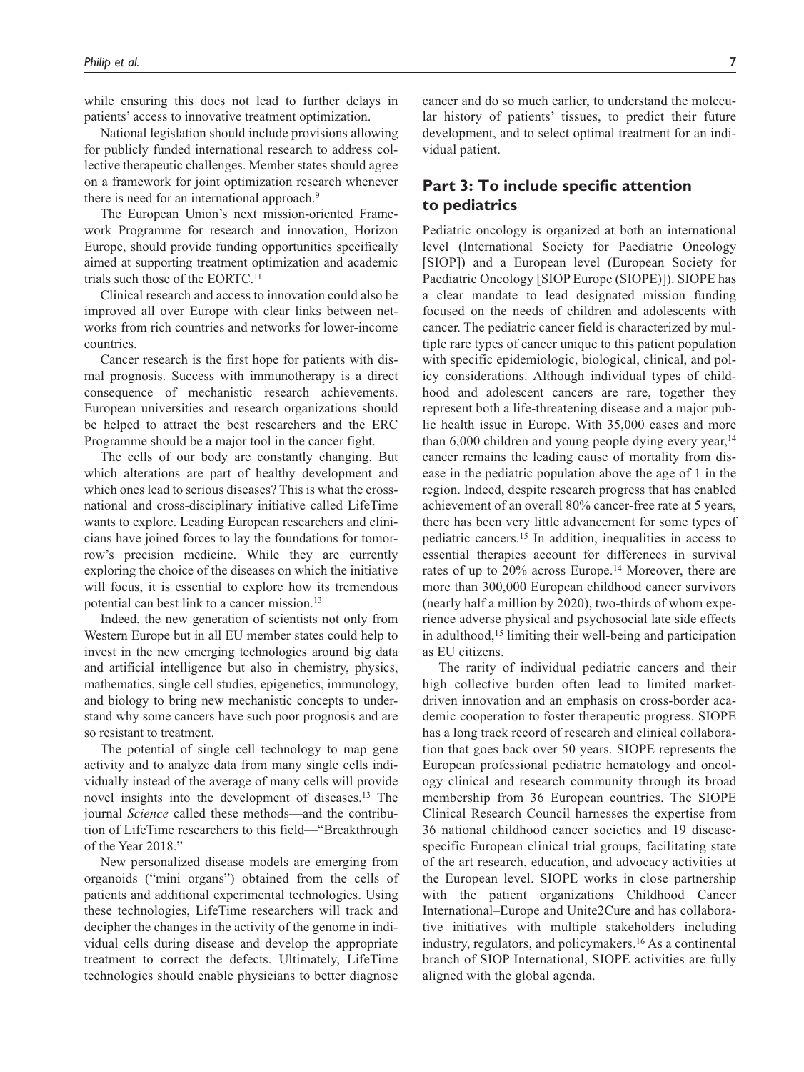while ensuring this does not lead to further delays in patients' access to innovative treatment optimization.

National legislation should include provisions allowing for publicly funded international research to address collective therapeutic challenges. Member states should agree on a framework for joint optimization research whenever there is need for an international approach.[9]

The European Union's next mission-oriented Framework Programme for research and innovation, Horizon Europe, should provide funding opportunities specifically aimed at supporting treatment optimization and academic trials such those of the EORTC.[11]

Clinical research and access to innovation could also be improved all over Europe with clear links between networks from rich countries and networks for lower-income countries.

Cancer research is the first hope for patients with dismal prognosis. Success with immunotherapy is a direct consequence of mechanistic research achievements. European universities and research organizations should be helped to attract the best researchers and the ERC Programme should be a major tool in the cancer fight.

The cells of our body are constantly changing. But which alterations are part of healthy development and which ones lead to serious diseases? This is what the cross-national and cross-disciplinary initiative called LifeTime wants to explore. Leading European researchers and clinicians have joined forces to lay the foundations for tomorrow's precision medicine. While they are currently exploring the choice of the diseases on which the initiative will focus, it is essential to explore how its tremendous potential can best link to a cancer mission.[13]

Indeed, the new generation of scientists not only from Western Europe but in all EU member states could help to invest in the new emerging technologies around big data and artificial intelligence but also in chemistry, physics, mathematics, single cell studies, epigenetics, immunology, and biology to bring new mechanistic concepts to understand why some cancers have such poor prognosis and are so resistant to treatment.

The potential of single cell technology to map gene activity and to analyze data from many single cells individually instead of the average of many cells will provide novel insights into the development of diseases.[13] The journal *Science* called these methods—and the contribution of LifeTime researchers to this field—"Breakthrough of the Year 2018."

New personalized disease models are emerging from organoids ("mini organs") obtained from the cells of patients and additional experimental technologies. Using these technologies, LifeTime researchers will track and decipher the changes in the activity of the genome in individual cells during disease and develop the appropriate treatment to correct the defects. Ultimately, LifeTime technologies should enable physicians to better diagnose cancer and do so much earlier, to understand the molecular history of patients' tissues, to predict their future development, and to select optimal treatment for an individual patient.

## Part 3: To include specific attention to pediatrics

Pediatric oncology is organized at both an international level (International Society for Paediatric Oncology [SIOP]) and a European level (European Society for Paediatric Oncology [SIOP Europe (SIOPE)]). SIOPE has a clear mandate to lead designated mission funding focused on the needs of children and adolescents with cancer. The pediatric cancer field is characterized by multiple rare types of cancer unique to this patient population with specific epidemiologic, biological, clinical, and policy considerations. Although individual types of childhood and adolescent cancers are rare, together they represent both a life-threatening disease and a major public health issue in Europe. With 35,000 cases and more than 6,000 children and young people dying every year,[14] cancer remains the leading cause of mortality from disease in the pediatric population above the age of 1 in the region. Indeed, despite research progress that has enabled achievement of an overall 80% cancer-free rate at 5 years, there has been very little advancement for some types of pediatric cancers.[15] In addition, inequalities in access to essential therapies account for differences in survival rates of up to 20% across Europe.[14] Moreover, there are more than 300,000 European childhood cancer survivors (nearly half a million by 2020), two-thirds of whom experience adverse physical and psychosocial late side effects in adulthood,[15] limiting their well-being and participation as EU citizens.

The rarity of individual pediatric cancers and their high collective burden often lead to limited market-driven innovation and an emphasis on cross-border academic cooperation to foster therapeutic progress. SIOPE has a long track record of research and clinical collaboration that goes back over 50 years. SIOPE represents the European professional pediatric hematology and oncology clinical and research community through its broad membership from 36 European countries. The SIOPE Clinical Research Council harnesses the expertise from 36 national childhood cancer societies and 19 disease-specific European clinical trial groups, facilitating state of the art research, education, and advocacy activities at the European level. SIOPE works in close partnership with the patient organizations Childhood Cancer International–Europe and Unite2Cure and has collaborative initiatives with multiple stakeholders including industry, regulators, and policymakers.[16] As a continental branch of SIOP International, SIOPE activities are fully aligned with the global agenda.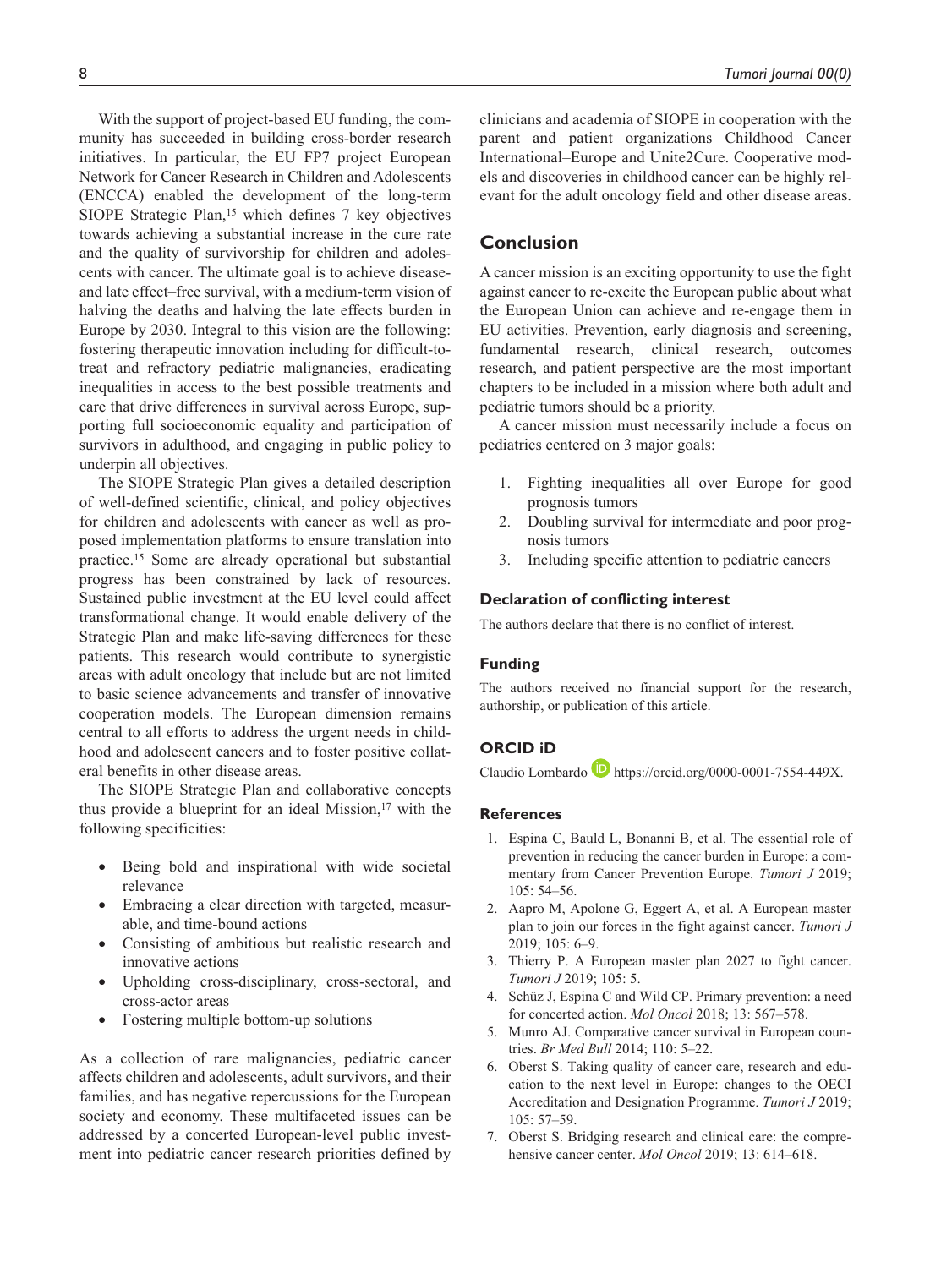With the support of project-based EU funding, the community has succeeded in building cross-border research initiatives. In particular, the EU FP7 project European Network for Cancer Research in Children and Adolescents (ENCCA) enabled the development of the long-term SIOPE Strategic Plan,[15] which defines 7 key objectives towards achieving a substantial increase in the cure rate and the quality of survivorship for children and adolescents with cancer. The ultimate goal is to achieve disease- and late effect–free survival, with a medium-term vision of halving the deaths and halving the late effects burden in Europe by 2030. Integral to this vision are the following: fostering therapeutic innovation including for difficult-to-treat and refractory pediatric malignancies, eradicating inequalities in access to the best possible treatments and care that drive differences in survival across Europe, supporting full socioeconomic equality and participation of survivors in adulthood, and engaging in public policy to underpin all objectives.

The SIOPE Strategic Plan gives a detailed description of well-defined scientific, clinical, and policy objectives for children and adolescents with cancer as well as proposed implementation platforms to ensure translation into practice.[15] Some are already operational but substantial progress has been constrained by lack of resources. Sustained public investment at the EU level could affect transformational change. It would enable delivery of the Strategic Plan and make life-saving differences for these patients. This research would contribute to synergistic areas with adult oncology that include but are not limited to basic science advancements and transfer of innovative cooperation models. The European dimension remains central to all efforts to address the urgent needs in childhood and adolescent cancers and to foster positive collateral benefits in other disease areas.

The SIOPE Strategic Plan and collaborative concepts thus provide a blueprint for an ideal Mission,[17] with the following specificities:

- Being bold and inspirational with wide societal relevance
- Embracing a clear direction with targeted, measurable, and time-bound actions
- Consisting of ambitious but realistic research and innovative actions
- Upholding cross-disciplinary, cross-sectoral, and cross-actor areas
- Fostering multiple bottom-up solutions

As a collection of rare malignancies, pediatric cancer affects children and adolescents, adult survivors, and their families, and has negative repercussions for the European society and economy. These multifaceted issues can be addressed by a concerted European-level public investment into pediatric cancer research priorities defined by clinicians and academia of SIOPE in cooperation with the parent and patient organizations Childhood Cancer International–Europe and Unite2Cure. Cooperative models and discoveries in childhood cancer can be highly relevant for the adult oncology field and other disease areas.

## Conclusion

A cancer mission is an exciting opportunity to use the fight against cancer to re-excite the European public about what the European Union can achieve and re-engage them in EU activities. Prevention, early diagnosis and screening, fundamental research, clinical research, outcomes research, and patient perspective are the most important chapters to be included in a mission where both adult and pediatric tumors should be a priority.

A cancer mission must necessarily include a focus on pediatrics centered on 3 major goals:

1. Fighting inequalities all over Europe for good prognosis tumors
2. Doubling survival for intermediate and poor prognosis tumors
3. Including specific attention to pediatric cancers

### Declaration of conflicting interest

The authors declare that there is no conflict of interest.

### Funding

The authors received no financial support for the research, authorship, or publication of this article.

### ORCID iD

Claudio Lombardo https://orcid.org/0000-0001-7554-449X.

### References

1. Espina C, Bauld L, Bonanni B, et al. The essential role of prevention in reducing the cancer burden in Europe: a commentary from Cancer Prevention Europe. *Tumori J* 2019; 105: 54–56.
2. Aapro M, Apolone G, Eggert A, et al. A European master plan to join our forces in the fight against cancer. *Tumori J* 2019; 105: 6–9.
3. Thierry P. A European master plan 2027 to fight cancer. *Tumori J* 2019; 105: 5.
4. Schüz J, Espina C and Wild CP. Primary prevention: a need for concerted action. *Mol Oncol* 2018; 13: 567–578.
5. Munro AJ. Comparative cancer survival in European countries. *Br Med Bull* 2014; 110: 5–22.
6. Oberst S. Taking quality of cancer care, research and education to the next level in Europe: changes to the OECI Accreditation and Designation Programme. *Tumori J* 2019; 105: 57–59.
7. Oberst S. Bridging research and clinical care: the comprehensive cancer center. *Mol Oncol* 2019; 13: 614–618.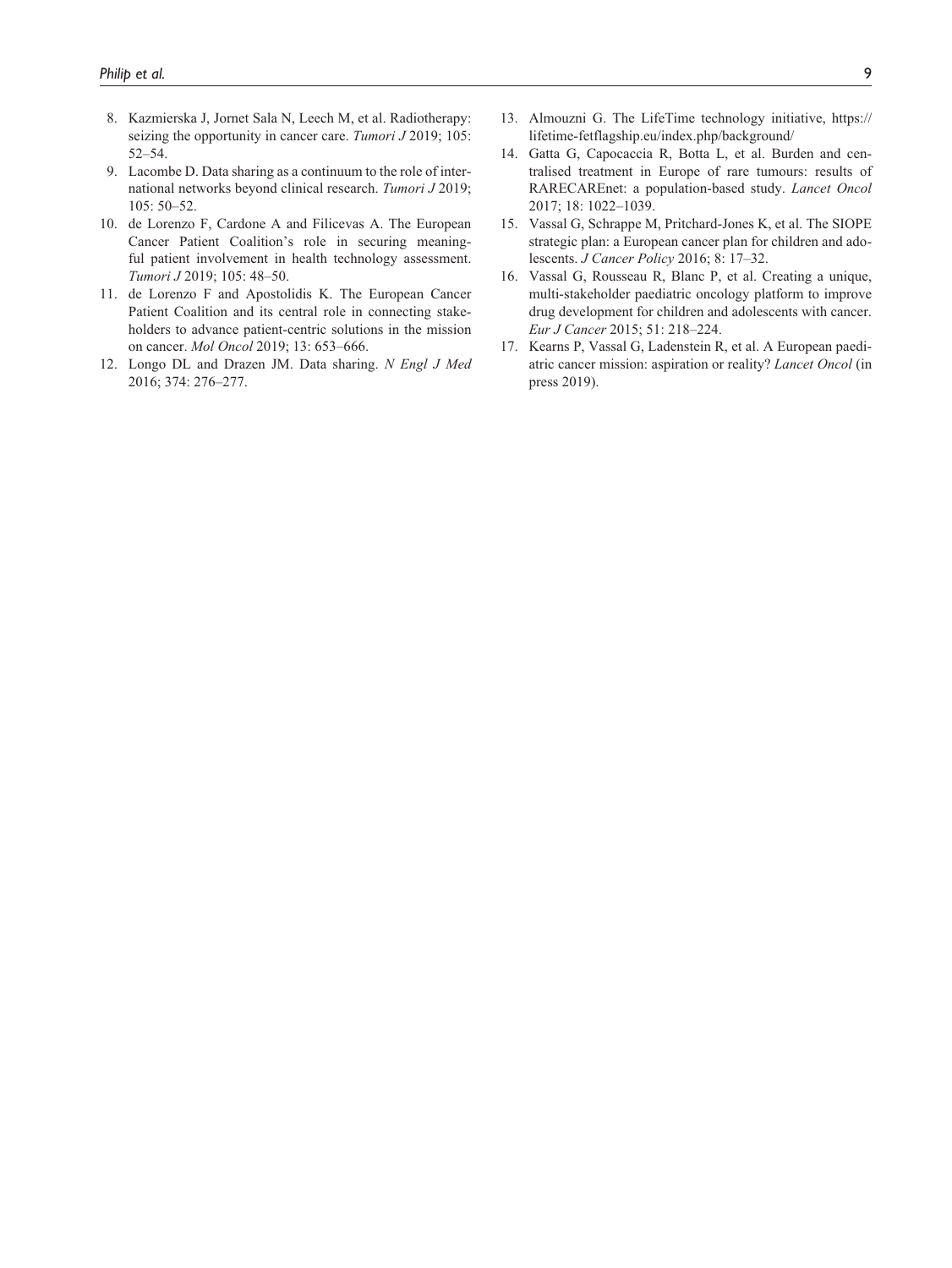8. Kazmierska J, Jornet Sala N, Leech M, et al. Radiotherapy: seizing the opportunity in cancer care. *Tumori J* 2019; 105: 52–54.
9. Lacombe D. Data sharing as a continuum to the role of international networks beyond clinical research. *Tumori J* 2019; 105: 50–52.
10. de Lorenzo F, Cardone A and Filicevas A. The European Cancer Patient Coalition's role in securing meaningful patient involvement in health technology assessment. *Tumori J* 2019; 105: 48–50.
11. de Lorenzo F and Apostolidis K. The European Cancer Patient Coalition and its central role in connecting stakeholders to advance patient-centric solutions in the mission on cancer. *Mol Oncol* 2019; 13: 653–666.
12. Longo DL and Drazen JM. Data sharing. *N Engl J Med* 2016; 374: 276–277.
13. Almouzni G. The LifeTime technology initiative, https://lifetime-fetflagship.eu/index.php/background/
14. Gatta G, Capocaccia R, Botta L, et al. Burden and centralised treatment in Europe of rare tumours: results of RARECAREnet: a population-based study. *Lancet Oncol* 2017; 18: 1022–1039.
15. Vassal G, Schrappe M, Pritchard-Jones K, et al. The SIOPE strategic plan: a European cancer plan for children and adolescents. *J Cancer Policy* 2016; 8: 17–32.
16. Vassal G, Rousseau R, Blanc P, et al. Creating a unique, multi-stakeholder paediatric oncology platform to improve drug development for children and adolescents with cancer. *Eur J Cancer* 2015; 51: 218–224.
17. Kearns P, Vassal G, Ladenstein R, et al. A European paediatric cancer mission: aspiration or reality? *Lancet Oncol* (in press 2019).